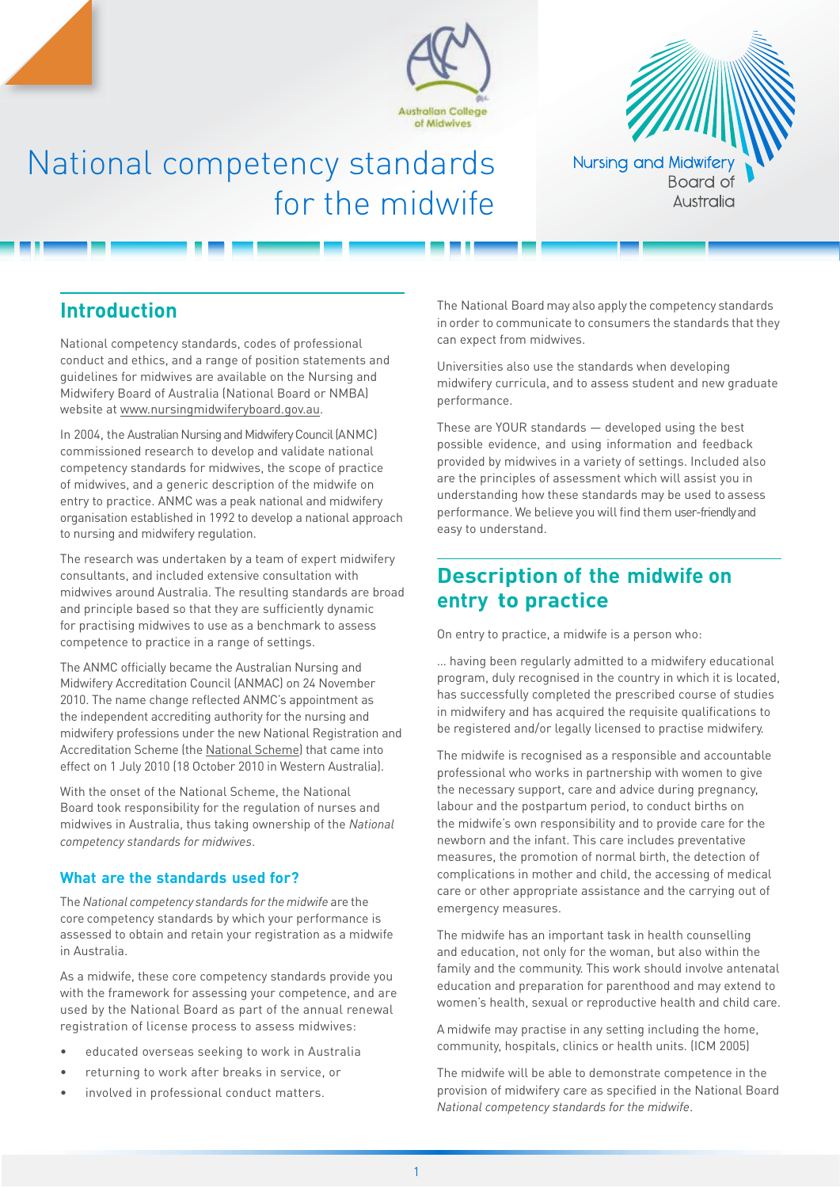# National competency standards for the midwife

## Introduction

National competency standards, codes of professional conduct and ethics, and a range of position statements and guidelines for midwives are available on the Nursing and Midwifery Board of Australia (National Board or NMBA) website at www.nursingmidwiferyboard.gov.au.

In 2004, the Australian Nursing and Midwifery Council (ANMC) commissioned research to develop and validate national competency standards for midwives, the scope of practice of midwives, and a generic description of the midwife on entry to practice. ANMC was a peak national and midwifery organisation established in 1992 to develop a national approach to nursing and midwifery regulation.

The research was undertaken by a team of expert midwifery consultants, and included extensive consultation with midwives around Australia. The resulting standards are broad and principle based so that they are sufficiently dynamic for practising midwives to use as a benchmark to assess competence to practice in a range of settings.

The ANMC officially became the Australian Nursing and Midwifery Accreditation Council (ANMAC) on 24 November 2010. The name change reflected ANMC's appointment as the independent accrediting authority for the nursing and midwifery professions under the new National Registration and Accreditation Scheme (the National Scheme) that came into effect on 1 July 2010 (18 October 2010 in Western Australia).

With the onset of the National Scheme, the National Board took responsibility for the regulation of nurses and midwives in Australia, thus taking ownership of the *National competency standards for midwives*.

### What are the standards used for?

The *National competency standards for the midwife* are the core competency standards by which your performance is assessed to obtain and retain your registration as a midwife in Australia.

As a midwife, these core competency standards provide you with the framework for assessing your competence, and are used by the National Board as part of the annual renewal registration of license process to assess midwives:

- educated overseas seeking to work in Australia
- returning to work after breaks in service, or
- involved in professional conduct matters.

The National Board may also apply the competency standards in order to communicate to consumers the standards that they can expect from midwives.

Universities also use the standards when developing midwifery curricula, and to assess student and new graduate performance.

These are YOUR standards — developed using the best possible evidence, and using information and feedback provided by midwives in a variety of settings. Included also are the principles of assessment which will assist you in understanding how these standards may be used to assess performance. We believe you will find them user-friendly and easy to understand.

## Description of the midwife on entry to practice

On entry to practice, a midwife is a person who:

... having been regularly admitted to a midwifery educational program, duly recognised in the country in which it is located, has successfully completed the prescribed course of studies in midwifery and has acquired the requisite qualifications to be registered and/or legally licensed to practise midwifery.

The midwife is recognised as a responsible and accountable professional who works in partnership with women to give the necessary support, care and advice during pregnancy, labour and the postpartum period, to conduct births on the midwife's own responsibility and to provide care for the newborn and the infant. This care includes preventative measures, the promotion of normal birth, the detection of complications in mother and child, the accessing of medical care or other appropriate assistance and the carrying out of emergency measures.

The midwife has an important task in health counselling and education, not only for the woman, but also within the family and the community. This work should involve antenatal education and preparation for parenthood and may extend to women's health, sexual or reproductive health and child care.

A midwife may practise in any setting including the home, community, hospitals, clinics or health units. (ICM 2005)

The midwife will be able to demonstrate competence in the provision of midwifery care as specified in the National Board *National competency standards for the midwife*.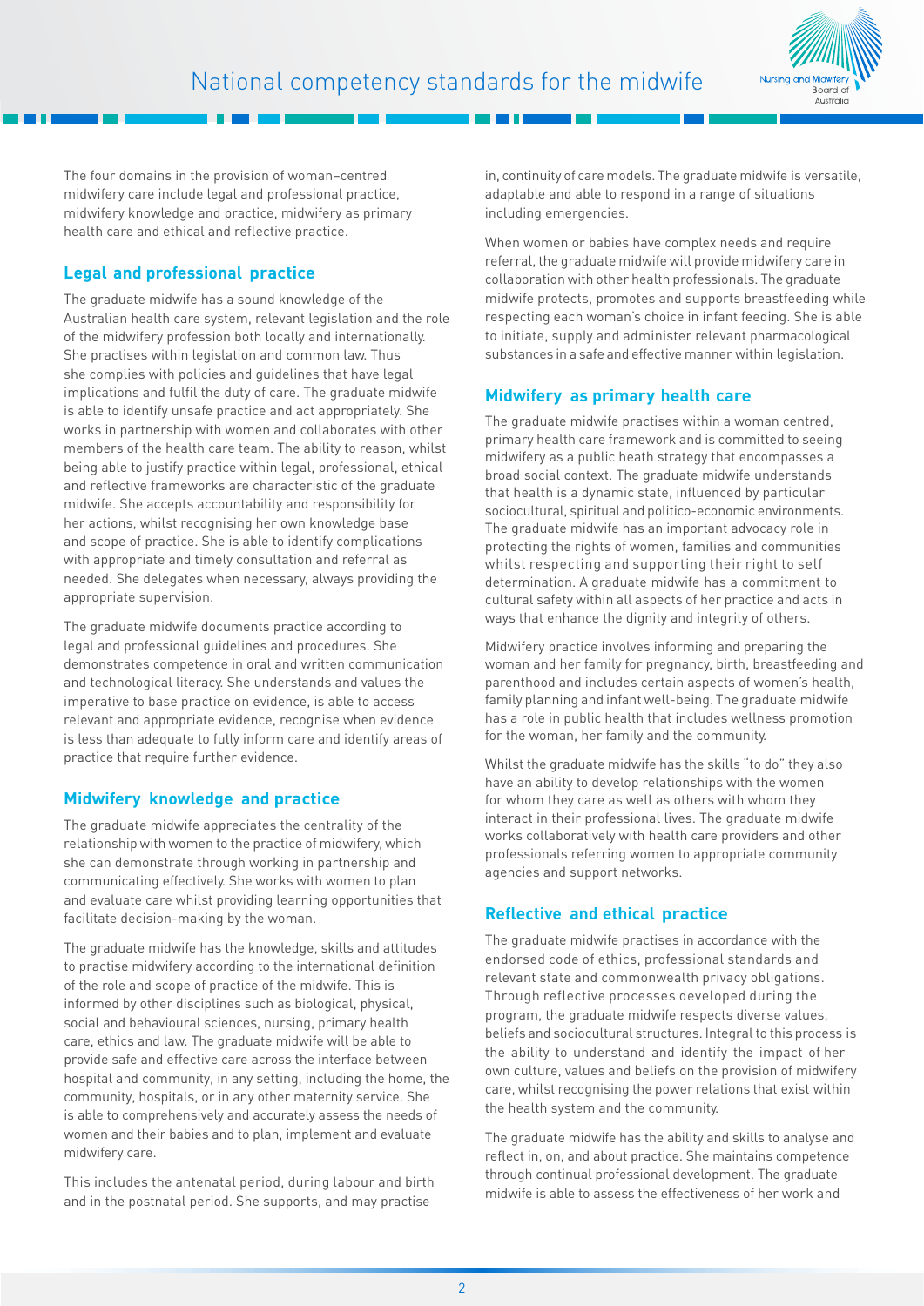The four domains in the provision of woman–centred midwifery care include legal and professional practice, midwifery knowledge and practice, midwifery as primary health care and ethical and reflective practice.

## Legal and professional practice

The graduate midwife has a sound knowledge of the Australian health care system, relevant legislation and the role of the midwifery profession both locally and internationally. She practises within legislation and common law. Thus she complies with policies and guidelines that have legal implications and fulfil the duty of care. The graduate midwife is able to identify unsafe practice and act appropriately. She works in partnership with women and collaborates with other members of the health care team. The ability to reason, whilst being able to justify practice within legal, professional, ethical and reflective frameworks are characteristic of the graduate midwife. She accepts accountability and responsibility for her actions, whilst recognising her own knowledge base and scope of practice. She is able to identify complications with appropriate and timely consultation and referral as needed. She delegates when necessary, always providing the appropriate supervision.

The graduate midwife documents practice according to legal and professional guidelines and procedures. She demonstrates competence in oral and written communication and technological literacy. She understands and values the imperative to base practice on evidence, is able to access relevant and appropriate evidence, recognise when evidence is less than adequate to fully inform care and identify areas of practice that require further evidence.

## Midwifery knowledge and practice

The graduate midwife appreciates the centrality of the relationship with women to the practice of midwifery, which she can demonstrate through working in partnership and communicating effectively. She works with women to plan and evaluate care whilst providing learning opportunities that facilitate decision-making by the woman.

The graduate midwife has the knowledge, skills and attitudes to practise midwifery according to the international definition of the role and scope of practice of the midwife. This is informed by other disciplines such as biological, physical, social and behavioural sciences, nursing, primary health care, ethics and law. The graduate midwife will be able to provide safe and effective care across the interface between hospital and community, in any setting, including the home, the community, hospitals, or in any other maternity service. She is able to comprehensively and accurately assess the needs of women and their babies and to plan, implement and evaluate midwifery care.

This includes the antenatal period, during labour and birth and in the postnatal period. She supports, and may practise in, continuity of care models. The graduate midwife is versatile, adaptable and able to respond in a range of situations including emergencies.

When women or babies have complex needs and require referral, the graduate midwife will provide midwifery care in collaboration with other health professionals. The graduate midwife protects, promotes and supports breastfeeding while respecting each woman's choice in infant feeding. She is able to initiate, supply and administer relevant pharmacological substances in a safe and effective manner within legislation.

## Midwifery as primary health care

The graduate midwife practises within a woman centred, primary health care framework and is committed to seeing midwifery as a public heath strategy that encompasses a broad social context. The graduate midwife understands that health is a dynamic state, influenced by particular sociocultural, spiritual and politico-economic environments. The graduate midwife has an important advocacy role in protecting the rights of women, families and communities whilst respecting and supporting their right to self determination. A graduate midwife has a commitment to cultural safety within all aspects of her practice and acts in ways that enhance the dignity and integrity of others.

Midwifery practice involves informing and preparing the woman and her family for pregnancy, birth, breastfeeding and parenthood and includes certain aspects of women's health, family planning and infant well-being. The graduate midwife has a role in public health that includes wellness promotion for the woman, her family and the community.

Whilst the graduate midwife has the skills "to do" they also have an ability to develop relationships with the women for whom they care as well as others with whom they interact in their professional lives. The graduate midwife works collaboratively with health care providers and other professionals referring women to appropriate community agencies and support networks.

## Reflective and ethical practice

The graduate midwife practises in accordance with the endorsed code of ethics, professional standards and relevant state and commonwealth privacy obligations. Through reflective processes developed during the program, the graduate midwife respects diverse values, beliefs and sociocultural structures. Integral to this process is the ability to understand and identify the impact of her own culture, values and beliefs on the provision of midwifery care, whilst recognising the power relations that exist within the health system and the community.

The graduate midwife has the ability and skills to analyse and reflect in, on, and about practice. She maintains competence through continual professional development. The graduate midwife is able to assess the effectiveness of her work and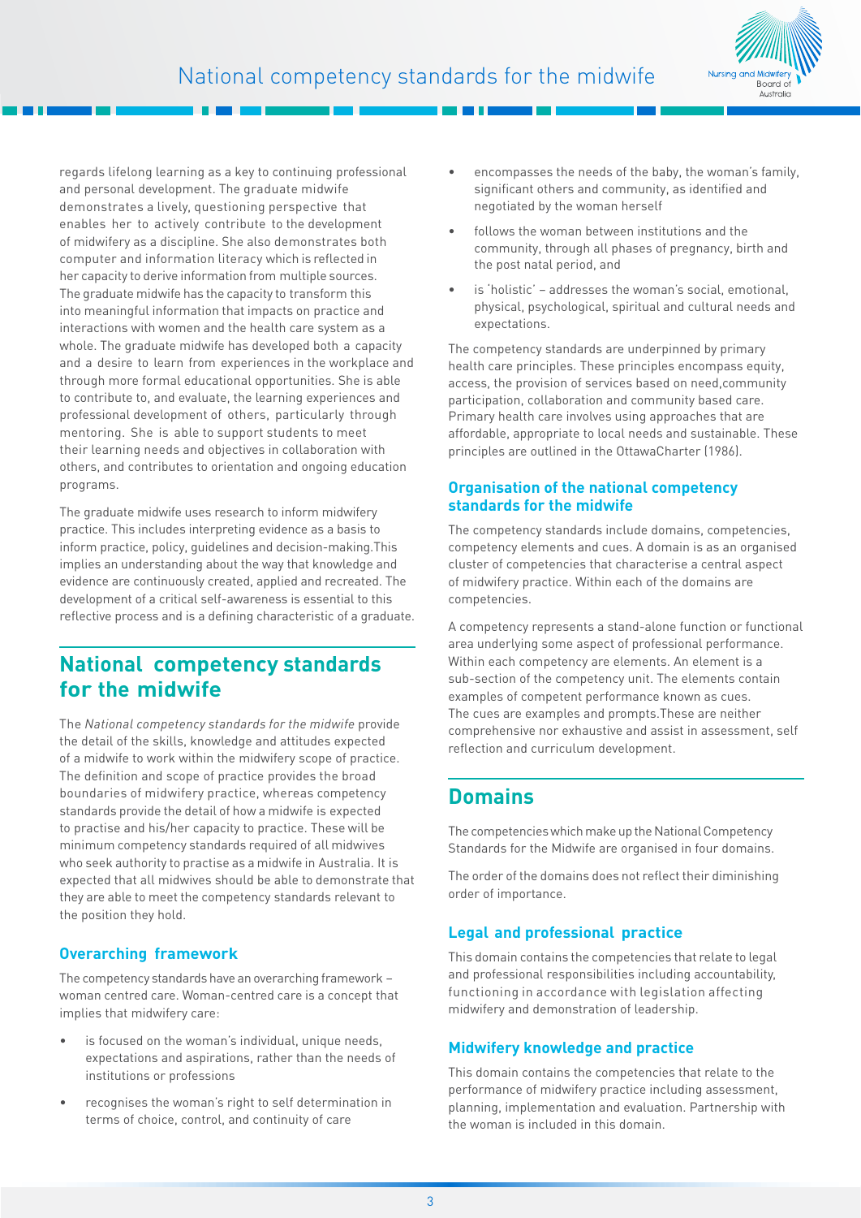regards lifelong learning as a key to continuing professional and personal development. The graduate midwife demonstrates a lively, questioning perspective that enables her to actively contribute to the development of midwifery as a discipline. She also demonstrates both computer and information literacy which is reflected in her capacity to derive information from multiple sources. The graduate midwife has the capacity to transform this into meaningful information that impacts on practice and interactions with women and the health care system as a whole. The graduate midwife has developed both a capacity and a desire to learn from experiences in the workplace and through more formal educational opportunities. She is able to contribute to, and evaluate, the learning experiences and professional development of others, particularly through mentoring. She is able to support students to meet their learning needs and objectives in collaboration with others, and contributes to orientation and ongoing education programs.

The graduate midwife uses research to inform midwifery practice. This includes interpreting evidence as a basis to inform practice, policy, guidelines and decision-making.This implies an understanding about the way that knowledge and evidence are continuously created, applied and recreated. The development of a critical self-awareness is essential to this reflective process and is a defining characteristic of a graduate.

## National competency standards for the midwife

The *National competency standards for the midwife* provide the detail of the skills, knowledge and attitudes expected of a midwife to work within the midwifery scope of practice. The definition and scope of practice provides the broad boundaries of midwifery practice, whereas competency standards provide the detail of how a midwife is expected to practise and his/her capacity to practice. These will be minimum competency standards required of all midwives who seek authority to practise as a midwife in Australia. It is expected that all midwives should be able to demonstrate that they are able to meet the competency standards relevant to the position they hold.

### Overarching framework

The competency standards have an overarching framework – woman centred care. Woman-centred care is a concept that implies that midwifery care:

- is focused on the woman's individual, unique needs, expectations and aspirations, rather than the needs of institutions or professions
- recognises the woman's right to self determination in terms of choice, control, and continuity of care
- encompasses the needs of the baby, the woman's family, significant others and community, as identified and negotiated by the woman herself
- follows the woman between institutions and the community, through all phases of pregnancy, birth and the post natal period, and
- is 'holistic' – addresses the woman's social, emotional, physical, psychological, spiritual and cultural needs and expectations.

The competency standards are underpinned by primary health care principles. These principles encompass equity, access, the provision of services based on need,community participation, collaboration and community based care. Primary health care involves using approaches that are affordable, appropriate to local needs and sustainable. These principles are outlined in the OttawaCharter (1986).

### Organisation of the national competency standards for the midwife

The competency standards include domains, competencies, competency elements and cues. A domain is as an organised cluster of competencies that characterise a central aspect of midwifery practice. Within each of the domains are competencies.

A competency represents a stand-alone function or functional area underlying some aspect of professional performance. Within each competency are elements. An element is a sub-section of the competency unit. The elements contain examples of competent performance known as cues. The cues are examples and prompts.These are neither comprehensive nor exhaustive and assist in assessment, self reflection and curriculum development.

## Domains

The competencies which make up the National Competency Standards for the Midwife are organised in four domains.

The order of the domains does not reflect their diminishing order of importance.

### Legal and professional practice

This domain contains the competencies that relate to legal and professional responsibilities including accountability, functioning in accordance with legislation affecting midwifery and demonstration of leadership.

### Midwifery knowledge and practice

This domain contains the competencies that relate to the performance of midwifery practice including assessment, planning, implementation and evaluation. Partnership with the woman is included in this domain.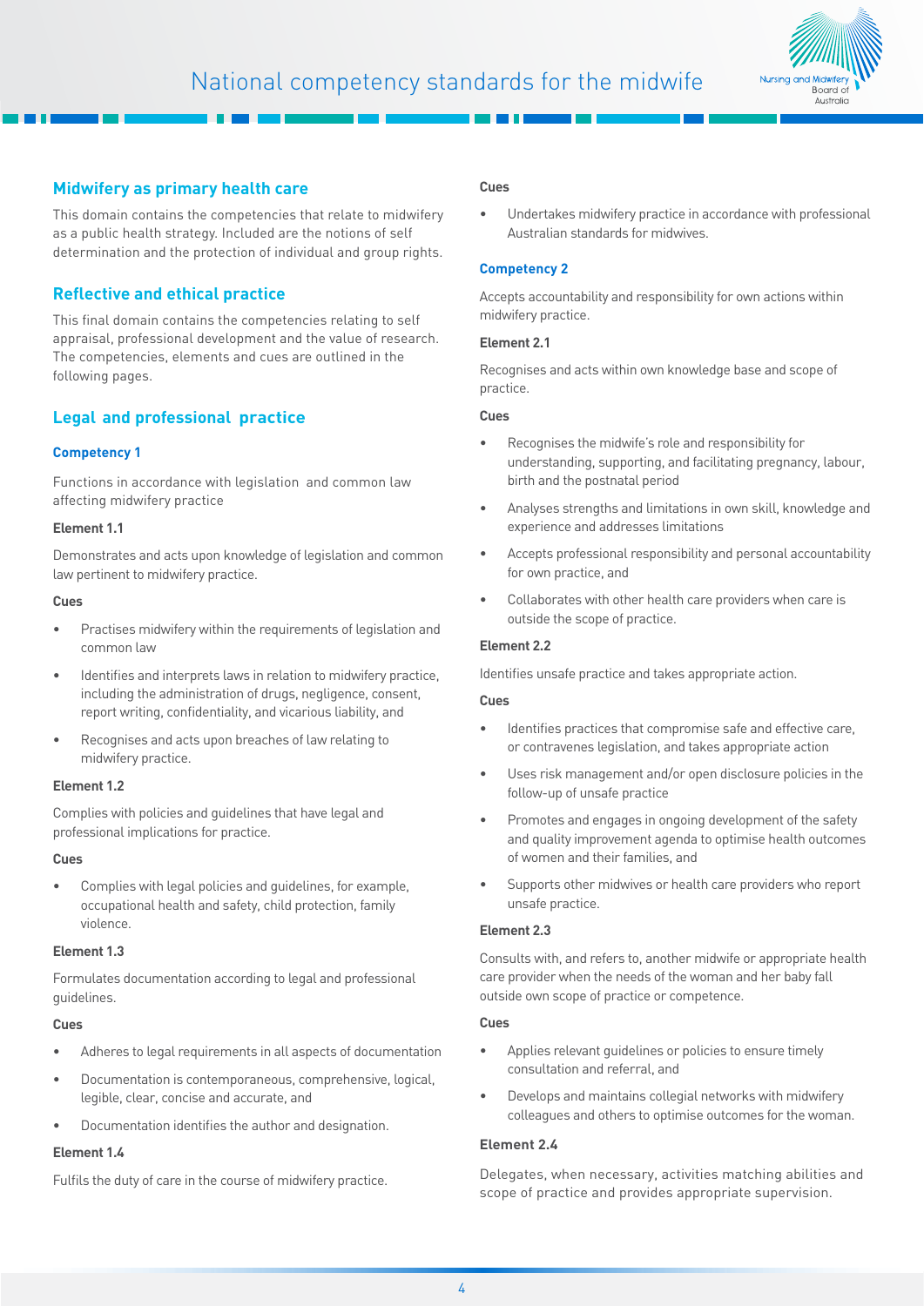## Midwifery as primary health care

This domain contains the competencies that relate to midwifery as a public health strategy. Included are the notions of self determination and the protection of individual and group rights.

## Reflective and ethical practice

This final domain contains the competencies relating to self appraisal, professional development and the value of research. The competencies, elements and cues are outlined in the following pages.

## Legal and professional practice

### Competency 1

Functions in accordance with legislation and common law affecting midwifery practice

**Element 1.1**

Demonstrates and acts upon knowledge of legislation and common law pertinent to midwifery practice.

**Cues**

- Practises midwifery within the requirements of legislation and common law
- Identifies and interprets laws in relation to midwifery practice, including the administration of drugs, negligence, consent, report writing, confidentiality, and vicarious liability, and
- Recognises and acts upon breaches of law relating to midwifery practice.

**Element 1.2**

Complies with policies and guidelines that have legal and professional implications for practice.

**Cues**

- Complies with legal policies and guidelines, for example, occupational health and safety, child protection, family violence.

**Element 1.3**

Formulates documentation according to legal and professional guidelines.

**Cues**

- Adheres to legal requirements in all aspects of documentation
- Documentation is contemporaneous, comprehensive, logical, legible, clear, concise and accurate, and
- Documentation identifies the author and designation.

**Element 1.4**

Fulfils the duty of care in the course of midwifery practice.

**Cues**

- Undertakes midwifery practice in accordance with professional Australian standards for midwives.

### Competency 2

Accepts accountability and responsibility for own actions within midwifery practice.

**Element 2.1**

Recognises and acts within own knowledge base and scope of practice.

**Cues**

- Recognises the midwife's role and responsibility for understanding, supporting, and facilitating pregnancy, labour, birth and the postnatal period
- Analyses strengths and limitations in own skill, knowledge and experience and addresses limitations
- Accepts professional responsibility and personal accountability for own practice, and
- Collaborates with other health care providers when care is outside the scope of practice.

**Element 2.2**

Identifies unsafe practice and takes appropriate action.

**Cues**

- Identifies practices that compromise safe and effective care, or contravenes legislation, and takes appropriate action
- Uses risk management and/or open disclosure policies in the follow-up of unsafe practice
- Promotes and engages in ongoing development of the safety and quality improvement agenda to optimise health outcomes of women and their families, and
- Supports other midwives or health care providers who report unsafe practice.

**Element 2.3**

Consults with, and refers to, another midwife or appropriate health care provider when the needs of the woman and her baby fall outside own scope of practice or competence.

**Cues**

- Applies relevant guidelines or policies to ensure timely consultation and referral, and
- Develops and maintains collegial networks with midwifery colleagues and others to optimise outcomes for the woman.

**Element 2.4**

Delegates, when necessary, activities matching abilities and scope of practice and provides appropriate supervision.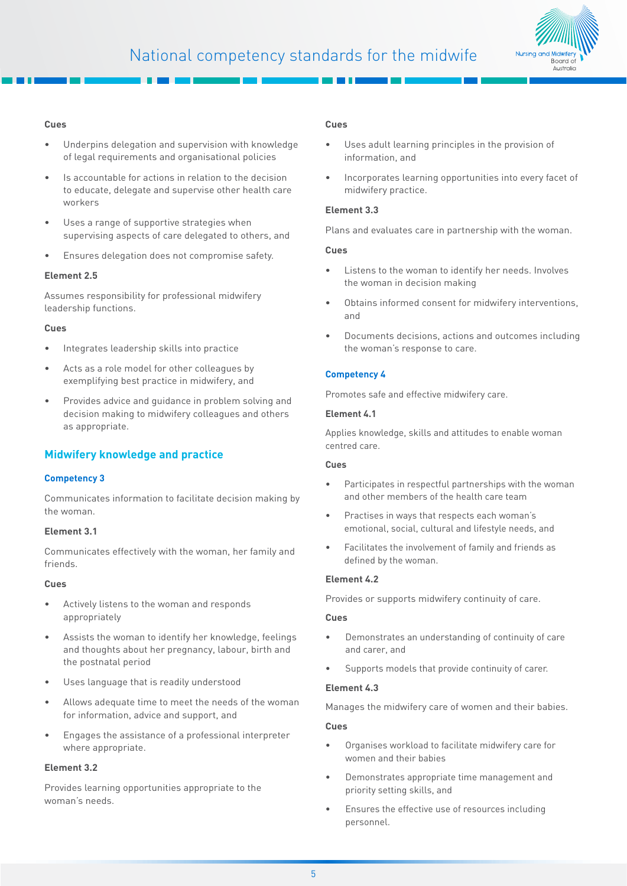**Cues**

- Underpins delegation and supervision with knowledge of legal requirements and organisational policies
- Is accountable for actions in relation to the decision to educate, delegate and supervise other health care workers
- Uses a range of supportive strategies when supervising aspects of care delegated to others, and
- Ensures delegation does not compromise safety.

**Element 2.5**

Assumes responsibility for professional midwifery leadership functions.

**Cues**

- Integrates leadership skills into practice
- Acts as a role model for other colleagues by exemplifying best practice in midwifery, and
- Provides advice and guidance in problem solving and decision making to midwifery colleagues and others as appropriate.

## Midwifery knowledge and practice

### Competency 3

Communicates information to facilitate decision making by the woman.

**Element 3.1**

Communicates effectively with the woman, her family and friends.

**Cues**

- Actively listens to the woman and responds appropriately
- Assists the woman to identify her knowledge, feelings and thoughts about her pregnancy, labour, birth and the postnatal period
- Uses language that is readily understood
- Allows adequate time to meet the needs of the woman for information, advice and support, and
- Engages the assistance of a professional interpreter where appropriate.

**Element 3.2**

Provides learning opportunities appropriate to the woman's needs.

**Cues**

- Uses adult learning principles in the provision of information, and
- Incorporates learning opportunities into every facet of midwifery practice.

**Element 3.3**

Plans and evaluates care in partnership with the woman.

**Cues**

- Listens to the woman to identify her needs. Involves the woman in decision making
- Obtains informed consent for midwifery interventions, and
- Documents decisions, actions and outcomes including the woman's response to care.

### Competency 4

Promotes safe and effective midwifery care.

**Element 4.1**

Applies knowledge, skills and attitudes to enable woman centred care.

**Cues**

- Participates in respectful partnerships with the woman and other members of the health care team
- Practises in ways that respects each woman's emotional, social, cultural and lifestyle needs, and
- Facilitates the involvement of family and friends as defined by the woman.

**Element 4.2**

Provides or supports midwifery continuity of care.

**Cues**

- Demonstrates an understanding of continuity of care and carer, and
- Supports models that provide continuity of carer.

**Element 4.3**

Manages the midwifery care of women and their babies.

**Cues**

- Organises workload to facilitate midwifery care for women and their babies
- Demonstrates appropriate time management and priority setting skills, and
- Ensures the effective use of resources including personnel.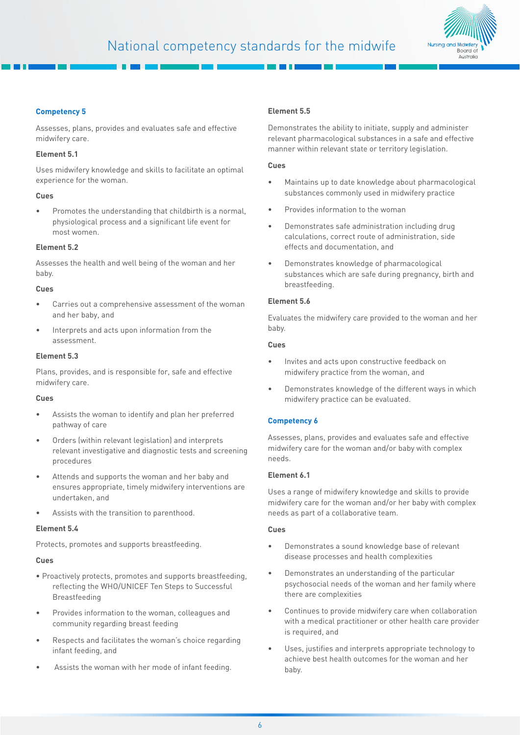### Competency 5

Assesses, plans, provides and evaluates safe and effective midwifery care.

#### Element 5.1

Uses midwifery knowledge and skills to facilitate an optimal experience for the woman.

**Cues**

- Promotes the understanding that childbirth is a normal, physiological process and a significant life event for most women.

#### Element 5.2

Assesses the health and well being of the woman and her baby.

**Cues**

- Carries out a comprehensive assessment of the woman and her baby, and
- Interprets and acts upon information from the assessment.

#### Element 5.3

Plans, provides, and is responsible for, safe and effective midwifery care.

**Cues**

- Assists the woman to identify and plan her preferred pathway of care
- Orders (within relevant legislation) and interprets relevant investigative and diagnostic tests and screening procedures
- Attends and supports the woman and her baby and ensures appropriate, timely midwifery interventions are undertaken, and
- Assists with the transition to parenthood.

#### Element 5.4

Protects, promotes and supports breastfeeding.

**Cues**

- Proactively protects, promotes and supports breastfeeding, reflecting the WHO/UNICEF Ten Steps to Successful Breastfeeding
- Provides information to the woman, colleagues and community regarding breast feeding
- Respects and facilitates the woman's choice regarding infant feeding, and
- Assists the woman with her mode of infant feeding.

#### Element 5.5

Demonstrates the ability to initiate, supply and administer relevant pharmacological substances in a safe and effective manner within relevant state or territory legislation.

**Cues**

- Maintains up to date knowledge about pharmacological substances commonly used in midwifery practice
- Provides information to the woman
- Demonstrates safe administration including drug calculations, correct route of administration, side effects and documentation, and
- Demonstrates knowledge of pharmacological substances which are safe during pregnancy, birth and breastfeeding.

#### Element 5.6

Evaluates the midwifery care provided to the woman and her baby.

**Cues**

- Invites and acts upon constructive feedback on midwifery practice from the woman, and
- Demonstrates knowledge of the different ways in which midwifery practice can be evaluated.

### Competency 6

Assesses, plans, provides and evaluates safe and effective midwifery care for the woman and/or baby with complex needs.

#### Element 6.1

Uses a range of midwifery knowledge and skills to provide midwifery care for the woman and/or her baby with complex needs as part of a collaborative team.

**Cues**

- Demonstrates a sound knowledge base of relevant disease processes and health complexities
- Demonstrates an understanding of the particular psychosocial needs of the woman and her family where there are complexities
- Continues to provide midwifery care when collaboration with a medical practitioner or other health care provider is required, and
- Uses, justifies and interprets appropriate technology to achieve best health outcomes for the woman and her baby.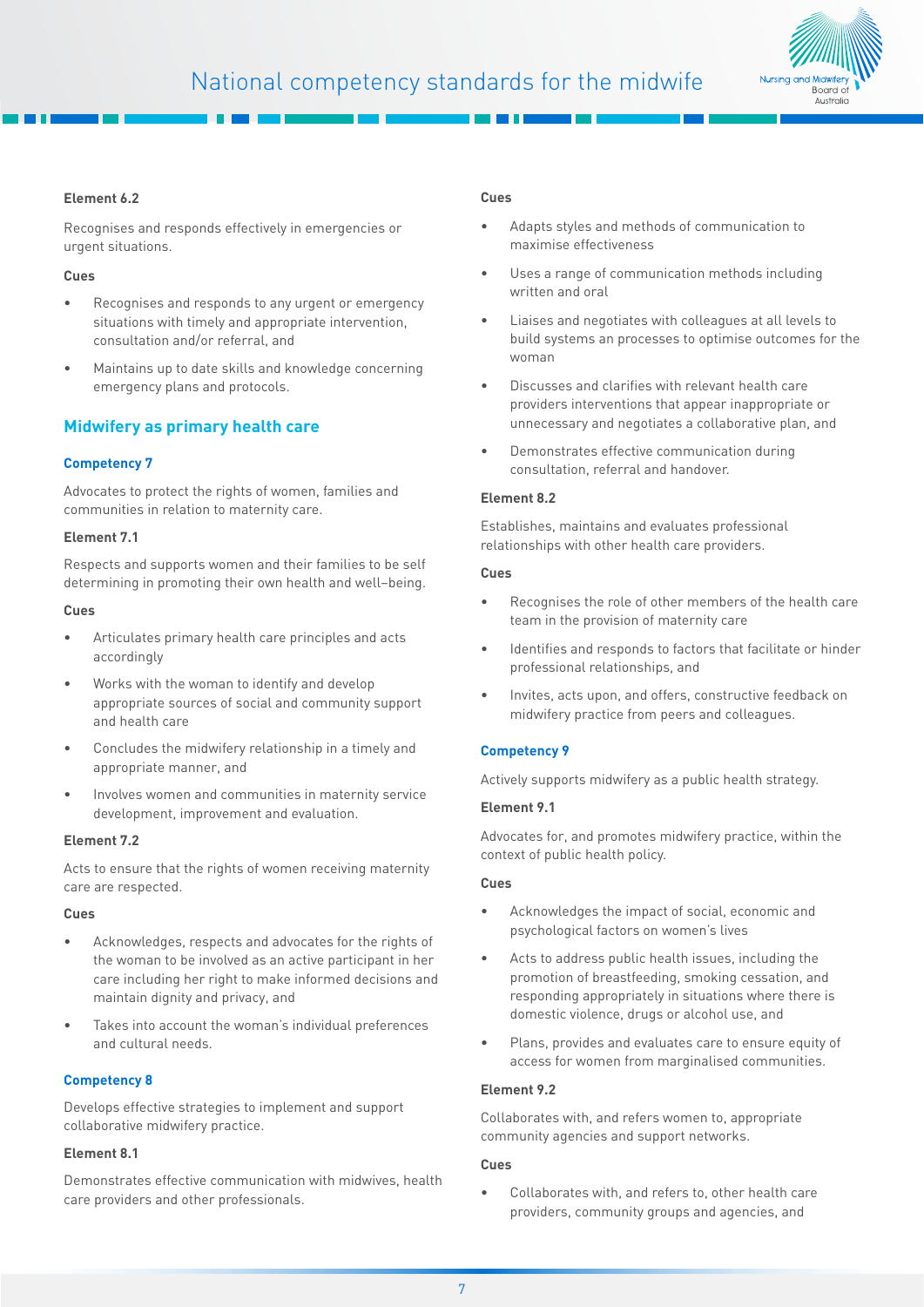#### Element 6.2

Recognises and responds effectively in emergencies or urgent situations.

#### Cues

- Recognises and responds to any urgent or emergency situations with timely and appropriate intervention, consultation and/or referral, and
- Maintains up to date skills and knowledge concerning emergency plans and protocols.

## Midwifery as primary health care

### Competency 7

Advocates to protect the rights of women, families and communities in relation to maternity care.

#### Element 7.1

Respects and supports women and their families to be self determining in promoting their own health and well–being.

#### Cues

- Articulates primary health care principles and acts accordingly
- Works with the woman to identify and develop appropriate sources of social and community support and health care
- Concludes the midwifery relationship in a timely and appropriate manner, and
- Involves women and communities in maternity service development, improvement and evaluation.

#### Element 7.2

Acts to ensure that the rights of women receiving maternity care are respected.

#### Cues

- Acknowledges, respects and advocates for the rights of the woman to be involved as an active participant in her care including her right to make informed decisions and maintain dignity and privacy, and
- Takes into account the woman's individual preferences and cultural needs.

### Competency 8

Develops effective strategies to implement and support collaborative midwifery practice.

#### Element 8.1

Demonstrates effective communication with midwives, health care providers and other professionals.

#### Cues

- Adapts styles and methods of communication to maximise effectiveness
- Uses a range of communication methods including written and oral
- Liaises and negotiates with colleagues at all levels to build systems an processes to optimise outcomes for the woman
- Discusses and clarifies with relevant health care providers interventions that appear inappropriate or unnecessary and negotiates a collaborative plan, and
- Demonstrates effective communication during consultation, referral and handover.

#### Element 8.2

Establishes, maintains and evaluates professional relationships with other health care providers.

#### Cues

- Recognises the role of other members of the health care team in the provision of maternity care
- Identifies and responds to factors that facilitate or hinder professional relationships, and
- Invites, acts upon, and offers, constructive feedback on midwifery practice from peers and colleagues.

### Competency 9

Actively supports midwifery as a public health strategy.

#### Element 9.1

Advocates for, and promotes midwifery practice, within the context of public health policy.

#### Cues

- Acknowledges the impact of social, economic and psychological factors on women's lives
- Acts to address public health issues, including the promotion of breastfeeding, smoking cessation, and responding appropriately in situations where there is domestic violence, drugs or alcohol use, and
- Plans, provides and evaluates care to ensure equity of access for women from marginalised communities.

#### Element 9.2

Collaborates with, and refers women to, appropriate community agencies and support networks.

#### Cues

- Collaborates with, and refers to, other health care providers, community groups and agencies, and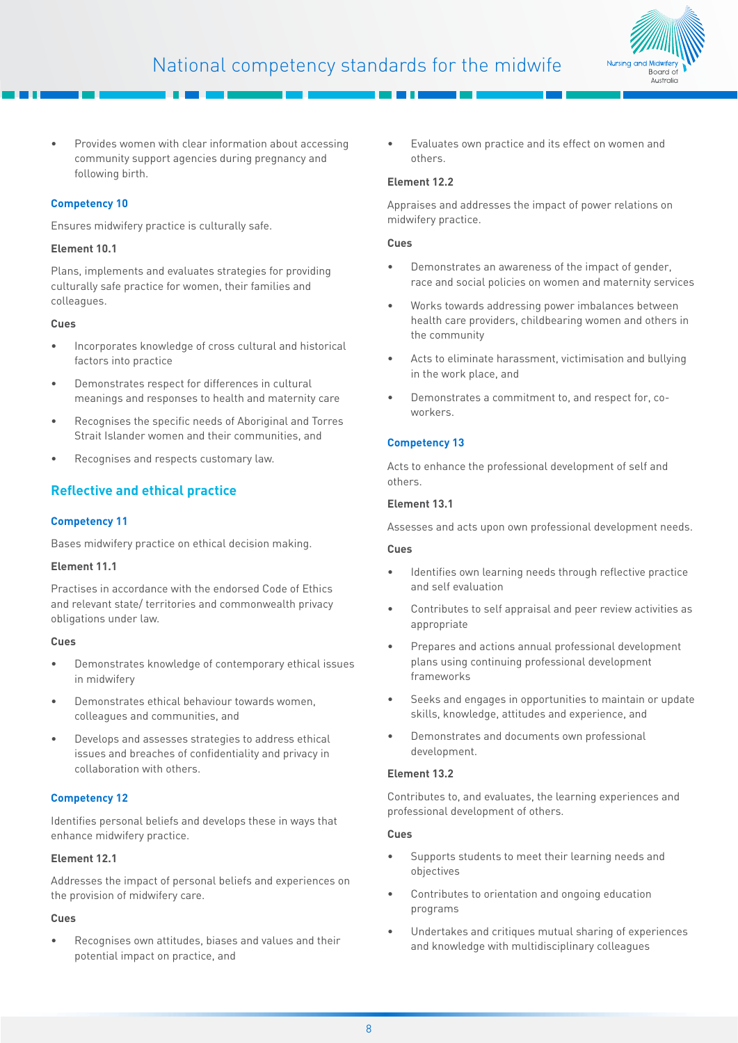- Provides women with clear information about accessing community support agencies during pregnancy and following birth.

### Competency 10

Ensures midwifery practice is culturally safe.

**Element 10.1**

Plans, implements and evaluates strategies for providing culturally safe practice for women, their families and colleagues.

**Cues**

- Incorporates knowledge of cross cultural and historical factors into practice
- Demonstrates respect for differences in cultural meanings and responses to health and maternity care
- Recognises the specific needs of Aboriginal and Torres Strait Islander women and their communities, and
- Recognises and respects customary law.

## Reflective and ethical practice

### Competency 11

Bases midwifery practice on ethical decision making.

**Element 11.1**

Practises in accordance with the endorsed Code of Ethics and relevant state/ territories and commonwealth privacy obligations under law.

**Cues**

- Demonstrates knowledge of contemporary ethical issues in midwifery
- Demonstrates ethical behaviour towards women, colleagues and communities, and
- Develops and assesses strategies to address ethical issues and breaches of confidentiality and privacy in collaboration with others.

### Competency 12

Identifies personal beliefs and develops these in ways that enhance midwifery practice.

**Element 12.1**

Addresses the impact of personal beliefs and experiences on the provision of midwifery care.

**Cues**

- Recognises own attitudes, biases and values and their potential impact on practice, and
- Evaluates own practice and its effect on women and others.

**Element 12.2**

Appraises and addresses the impact of power relations on midwifery practice.

**Cues**

- Demonstrates an awareness of the impact of gender, race and social policies on women and maternity services
- Works towards addressing power imbalances between health care providers, childbearing women and others in the community
- Acts to eliminate harassment, victimisation and bullying in the work place, and
- Demonstrates a commitment to, and respect for, co-workers.

### Competency 13

Acts to enhance the professional development of self and others.

**Element 13.1**

Assesses and acts upon own professional development needs.

**Cues**

- Identifies own learning needs through reflective practice and self evaluation
- Contributes to self appraisal and peer review activities as appropriate
- Prepares and actions annual professional development plans using continuing professional development frameworks
- Seeks and engages in opportunities to maintain or update skills, knowledge, attitudes and experience, and
- Demonstrates and documents own professional development.

**Element 13.2**

Contributes to, and evaluates, the learning experiences and professional development of others.

**Cues**

- Supports students to meet their learning needs and objectives
- Contributes to orientation and ongoing education programs
- Undertakes and critiques mutual sharing of experiences and knowledge with multidisciplinary colleagues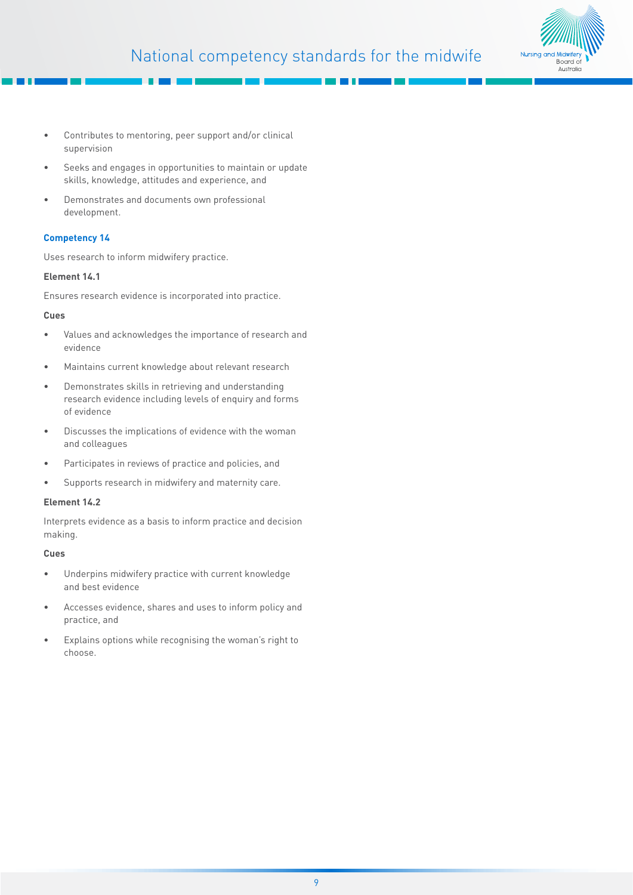- Contributes to mentoring, peer support and/or clinical supervision
- Seeks and engages in opportunities to maintain or update skills, knowledge, attitudes and experience, and
- Demonstrates and documents own professional development.

### Competency 14

Uses research to inform midwifery practice.

**Element 14.1**

Ensures research evidence is incorporated into practice.

**Cues**

- Values and acknowledges the importance of research and evidence
- Maintains current knowledge about relevant research
- Demonstrates skills in retrieving and understanding research evidence including levels of enquiry and forms of evidence
- Discusses the implications of evidence with the woman and colleagues
- Participates in reviews of practice and policies, and
- Supports research in midwifery and maternity care.

**Element 14.2**

Interprets evidence as a basis to inform practice and decision making.

**Cues**

- Underpins midwifery practice with current knowledge and best evidence
- Accesses evidence, shares and uses to inform policy and practice, and
- Explains options while recognising the woman's right to choose.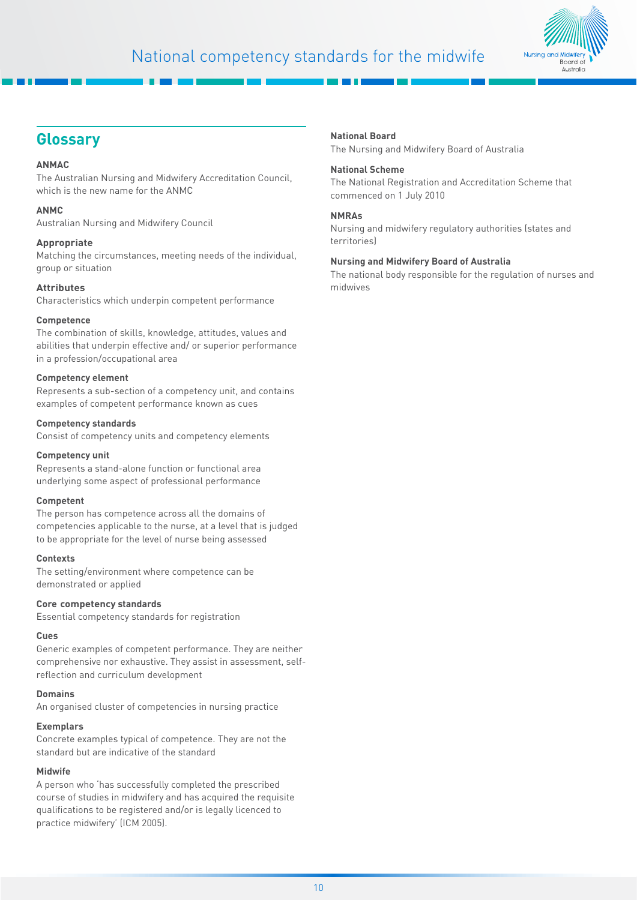## Glossary

**ANMAC**
The Australian Nursing and Midwifery Accreditation Council, which is the new name for the ANMC

**ANMC**
Australian Nursing and Midwifery Council

**Appropriate**
Matching the circumstances, meeting needs of the individual, group or situation

**Attributes**
Characteristics which underpin competent performance

**Competence**
The combination of skills, knowledge, attitudes, values and abilities that underpin effective and/ or superior performance in a profession/occupational area

**Competency element**
Represents a sub-section of a competency unit, and contains examples of competent performance known as cues

**Competency standards**
Consist of competency units and competency elements

**Competency unit**
Represents a stand-alone function or functional area underlying some aspect of professional performance

**Competent**
The person has competence across all the domains of competencies applicable to the nurse, at a level that is judged to be appropriate for the level of nurse being assessed

**Contexts**
The setting/environment where competence can be demonstrated or applied

**Core competency standards**
Essential competency standards for registration

**Cues**
Generic examples of competent performance. They are neither comprehensive nor exhaustive. They assist in assessment, self-reflection and curriculum development

**Domains**
An organised cluster of competencies in nursing practice

**Exemplars**
Concrete examples typical of competence. They are not the standard but are indicative of the standard

**Midwife**
A person who 'has successfully completed the prescribed course of studies in midwifery and has acquired the requisite qualifications to be registered and/or is legally licenced to practice midwifery' (ICM 2005).

**National Board**
The Nursing and Midwifery Board of Australia

**National Scheme**
The National Registration and Accreditation Scheme that commenced on 1 July 2010

**NMRAs**
Nursing and midwifery regulatory authorities (states and territories)

**Nursing and Midwifery Board of Australia**
The national body responsible for the regulation of nurses and midwives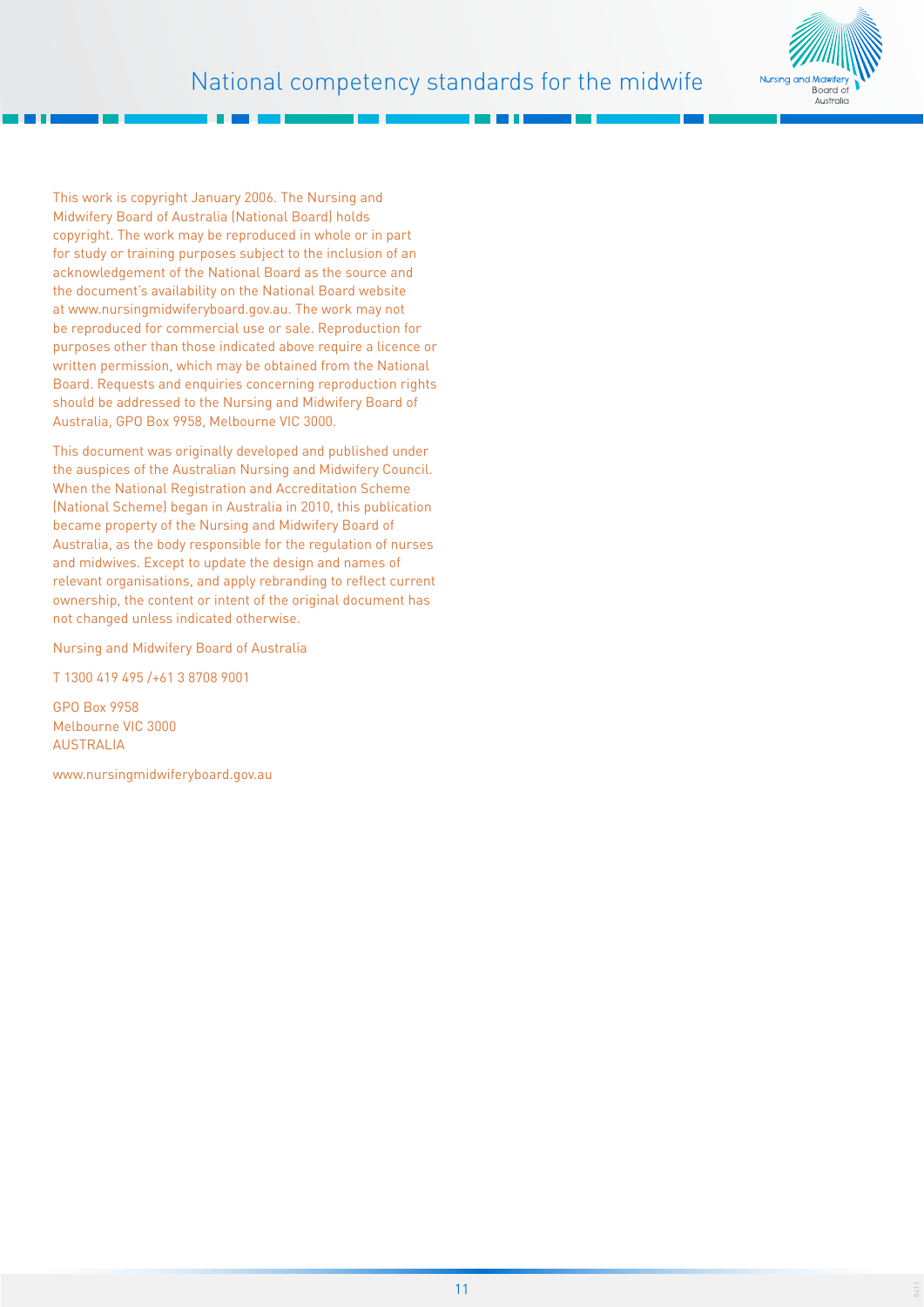This work is copyright January 2006. The Nursing and Midwifery Board of Australia (National Board) holds copyright. The work may be reproduced in whole or in part for study or training purposes subject to the inclusion of an acknowledgement of the National Board as the source and the document's availability on the National Board website at www.nursingmidwiferyboard.gov.au. The work may not be reproduced for commercial use or sale. Reproduction for purposes other than those indicated above require a licence or written permission, which may be obtained from the National Board. Requests and enquiries concerning reproduction rights should be addressed to the Nursing and Midwifery Board of Australia, GPO Box 9958, Melbourne VIC 3000.

This document was originally developed and published under the auspices of the Australian Nursing and Midwifery Council. When the National Registration and Accreditation Scheme (National Scheme) began in Australia in 2010, this publication became property of the Nursing and Midwifery Board of Australia, as the body responsible for the regulation of nurses and midwives. Except to update the design and names of relevant organisations, and apply rebranding to reflect current ownership, the content or intent of the original document has not changed unless indicated otherwise.

Nursing and Midwifery Board of Australia

T 1300 419 495 /+61 3 8708 9001

GPO Box 9958
Melbourne VIC 3000
AUSTRALIA

www.nursingmidwiferyboard.gov.au